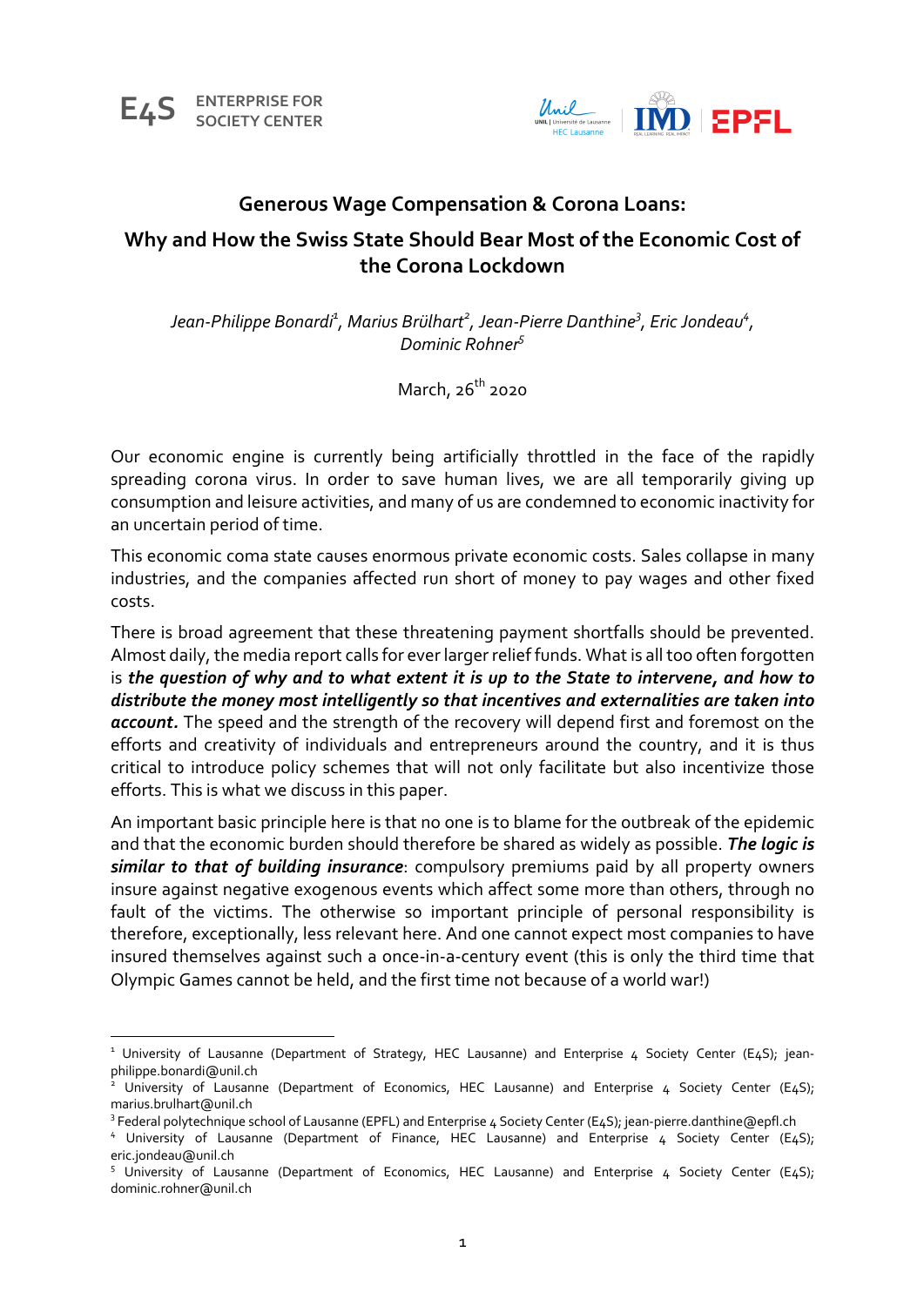E4S ENTERPRISE FOR SOCIETY CENTER

# Generous Wage Compensation & Corona Loans:

## Why and How the Swiss State Should Bear Most of the Economic Cost of the Corona Lockdown

*Jean-Philippe Bonardi[1], Marius Brülhart[2], Jean-Pierre Danthine[3], Eric Jondeau[4], Dominic Rohner[5]*

March, 26th 2020

Our economic engine is currently being artificially throttled in the face of the rapidly spreading corona virus. In order to save human lives, we are all temporarily giving up consumption and leisure activities, and many of us are condemned to economic inactivity for an uncertain period of time.

This economic coma state causes enormous private economic costs. Sales collapse in many industries, and the companies affected run short of money to pay wages and other fixed costs.

There is broad agreement that these threatening payment shortfalls should be prevented. Almost daily, the media report calls for ever larger relief funds. What is all too often forgotten is ***the question of why and to what extent it is up to the State to intervene, and how to distribute the money most intelligently so that incentives and externalities are taken into account.*** The speed and the strength of the recovery will depend first and foremost on the efforts and creativity of individuals and entrepreneurs around the country, and it is thus critical to introduce policy schemes that will not only facilitate but also incentivize those efforts. This is what we discuss in this paper.

An important basic principle here is that no one is to blame for the outbreak of the epidemic and that the economic burden should therefore be shared as widely as possible. ***The logic is similar to that of building insurance***: compulsory premiums paid by all property owners insure against negative exogenous events which affect some more than others, through no fault of the victims. The otherwise so important principle of personal responsibility is therefore, exceptionally, less relevant here. And one cannot expect most companies to have insured themselves against such a once-in-a-century event (this is only the third time that Olympic Games cannot be held, and the first time not because of a world war!)

---

[1] University of Lausanne (Department of Strategy, HEC Lausanne) and Enterprise 4 Society Center (E4S); jean-philippe.bonardi@unil.ch

[2] University of Lausanne (Department of Economics, HEC Lausanne) and Enterprise 4 Society Center (E4S); marius.brulhart@unil.ch

[3] Federal polytechnique school of Lausanne (EPFL) and Enterprise 4 Society Center (E4S); jean-pierre.danthine@epfl.ch

[4] University of Lausanne (Department of Finance, HEC Lausanne) and Enterprise 4 Society Center (E4S); eric.jondeau@unil.ch

[5] University of Lausanne (Department of Economics, HEC Lausanne) and Enterprise 4 Society Center (E4S); dominic.rohner@unil.ch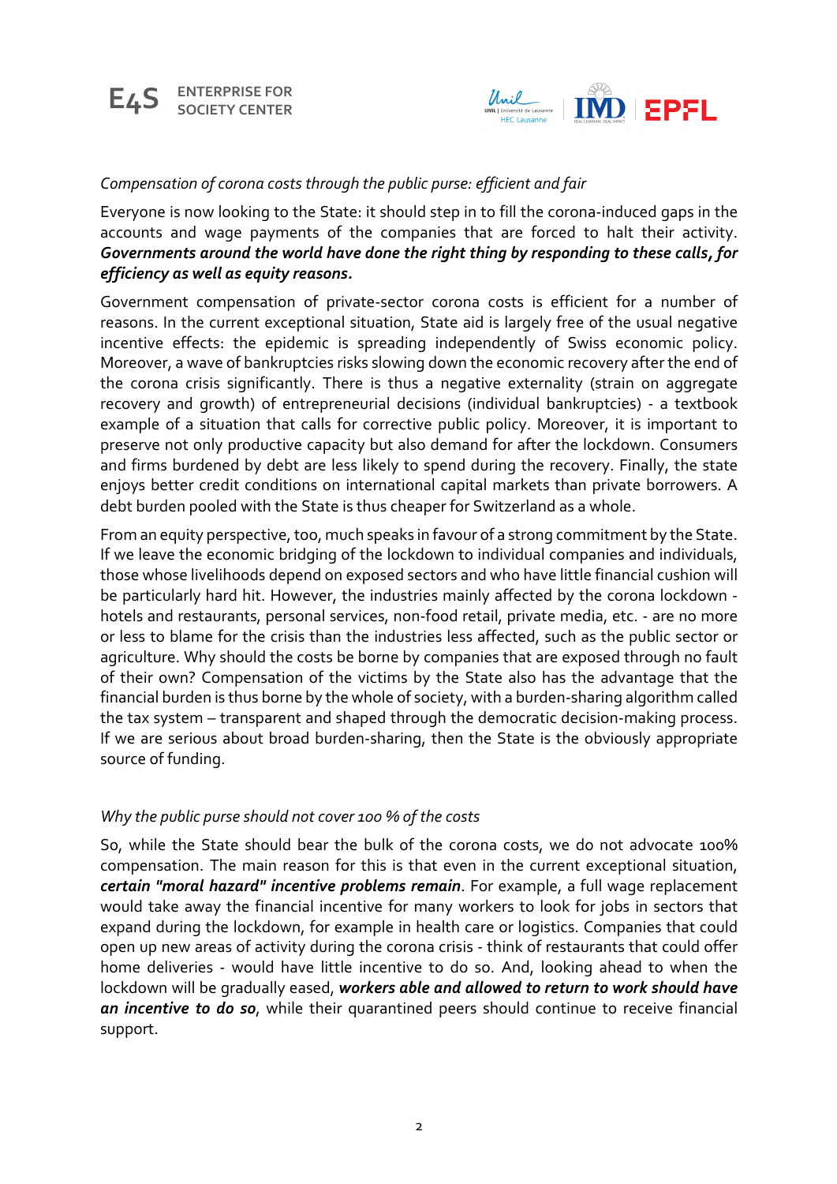*Compensation of corona costs through the public purse: efficient and fair*

Everyone is now looking to the State: it should step in to fill the corona-induced gaps in the accounts and wage payments of the companies that are forced to halt their activity. ***Governments around the world have done the right thing by responding to these calls, for efficiency as well as equity reasons.***

Government compensation of private-sector corona costs is efficient for a number of reasons. In the current exceptional situation, State aid is largely free of the usual negative incentive effects: the epidemic is spreading independently of Swiss economic policy. Moreover, a wave of bankruptcies risks slowing down the economic recovery after the end of the corona crisis significantly. There is thus a negative externality (strain on aggregate recovery and growth) of entrepreneurial decisions (individual bankruptcies) - a textbook example of a situation that calls for corrective public policy. Moreover, it is important to preserve not only productive capacity but also demand for after the lockdown. Consumers and firms burdened by debt are less likely to spend during the recovery. Finally, the state enjoys better credit conditions on international capital markets than private borrowers. A debt burden pooled with the State is thus cheaper for Switzerland as a whole.

From an equity perspective, too, much speaks in favour of a strong commitment by the State. If we leave the economic bridging of the lockdown to individual companies and individuals, those whose livelihoods depend on exposed sectors and who have little financial cushion will be particularly hard hit. However, the industries mainly affected by the corona lockdown - hotels and restaurants, personal services, non-food retail, private media, etc. - are no more or less to blame for the crisis than the industries less affected, such as the public sector or agriculture. Why should the costs be borne by companies that are exposed through no fault of their own? Compensation of the victims by the State also has the advantage that the financial burden is thus borne by the whole of society, with a burden-sharing algorithm called the tax system – transparent and shaped through the democratic decision-making process. If we are serious about broad burden-sharing, then the State is the obviously appropriate source of funding.

*Why the public purse should not cover 100 % of the costs*

So, while the State should bear the bulk of the corona costs, we do not advocate 100% compensation. The main reason for this is that even in the current exceptional situation, ***certain "moral hazard" incentive problems remain***. For example, a full wage replacement would take away the financial incentive for many workers to look for jobs in sectors that expand during the lockdown, for example in health care or logistics. Companies that could open up new areas of activity during the corona crisis - think of restaurants that could offer home deliveries - would have little incentive to do so. And, looking ahead to when the lockdown will be gradually eased, ***workers able and allowed to return to work should have an incentive to do so***, while their quarantined peers should continue to receive financial support.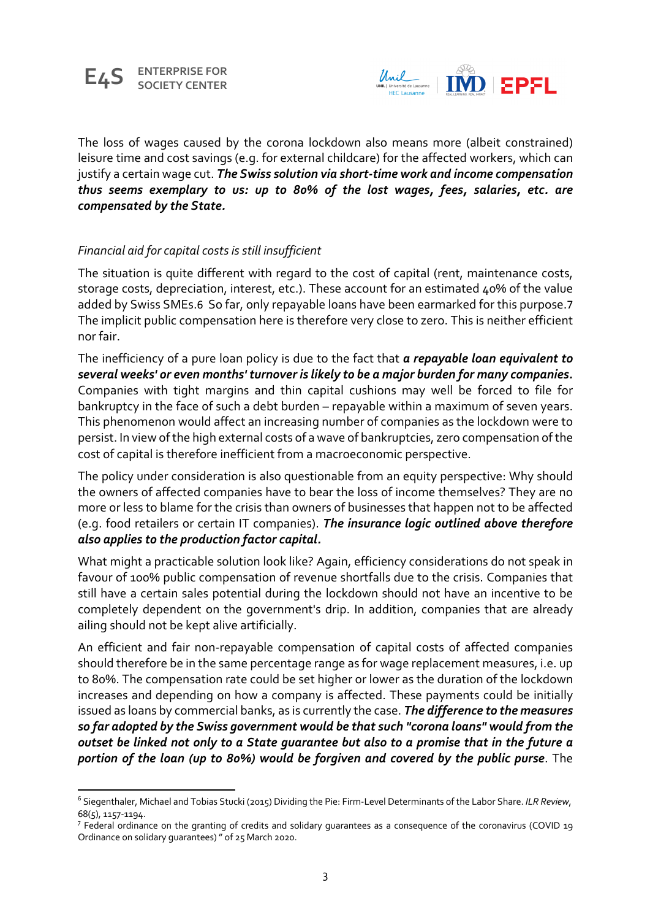The loss of wages caused by the corona lockdown also means more (albeit constrained) leisure time and cost savings (e.g. for external childcare) for the affected workers, which can justify a certain wage cut. ***The Swiss solution via short-time work and income compensation thus seems exemplary to us: up to 80% of the lost wages, fees, salaries, etc. are compensated by the State.***

*Financial aid for capital costs is still insufficient*

The situation is quite different with regard to the cost of capital (rent, maintenance costs, storage costs, depreciation, interest, etc.). These account for an estimated 40% of the value added by Swiss SMEs.[6] So far, only repayable loans have been earmarked for this purpose.[7] The implicit public compensation here is therefore very close to zero. This is neither efficient nor fair.

The inefficiency of a pure loan policy is due to the fact that ***a repayable loan equivalent to several weeks' or even months' turnover is likely to be a major burden for many companies.*** Companies with tight margins and thin capital cushions may well be forced to file for bankruptcy in the face of such a debt burden – repayable within a maximum of seven years. This phenomenon would affect an increasing number of companies as the lockdown were to persist. In view of the high external costs of a wave of bankruptcies, zero compensation of the cost of capital is therefore inefficient from a macroeconomic perspective.

The policy under consideration is also questionable from an equity perspective: Why should the owners of affected companies have to bear the loss of income themselves? They are no more or less to blame for the crisis than owners of businesses that happen not to be affected (e.g. food retailers or certain IT companies). ***The insurance logic outlined above therefore also applies to the production factor capital.***

What might a practicable solution look like? Again, efficiency considerations do not speak in favour of 100% public compensation of revenue shortfalls due to the crisis. Companies that still have a certain sales potential during the lockdown should not have an incentive to be completely dependent on the government's drip. In addition, companies that are already ailing should not be kept alive artificially.

An efficient and fair non-repayable compensation of capital costs of affected companies should therefore be in the same percentage range as for wage replacement measures, i.e. up to 80%. The compensation rate could be set higher or lower as the duration of the lockdown increases and depending on how a company is affected. These payments could be initially issued as loans by commercial banks, as is currently the case. ***The difference to the measures so far adopted by the Swiss government would be that such "corona loans" would from the outset be linked not only to a State guarantee but also to a promise that in the future a portion of the loan (up to 80%) would be forgiven and covered by the public purse***. The

---

[6] Siegenthaler, Michael and Tobias Stucki (2015) Dividing the Pie: Firm-Level Determinants of the Labor Share. *ILR Review*, 68(5), 1157-1194.

[7] Federal ordinance on the granting of credits and solidary guarantees as a consequence of the coronavirus (COVID 19 Ordinance on solidary guarantees) " of 25 March 2020.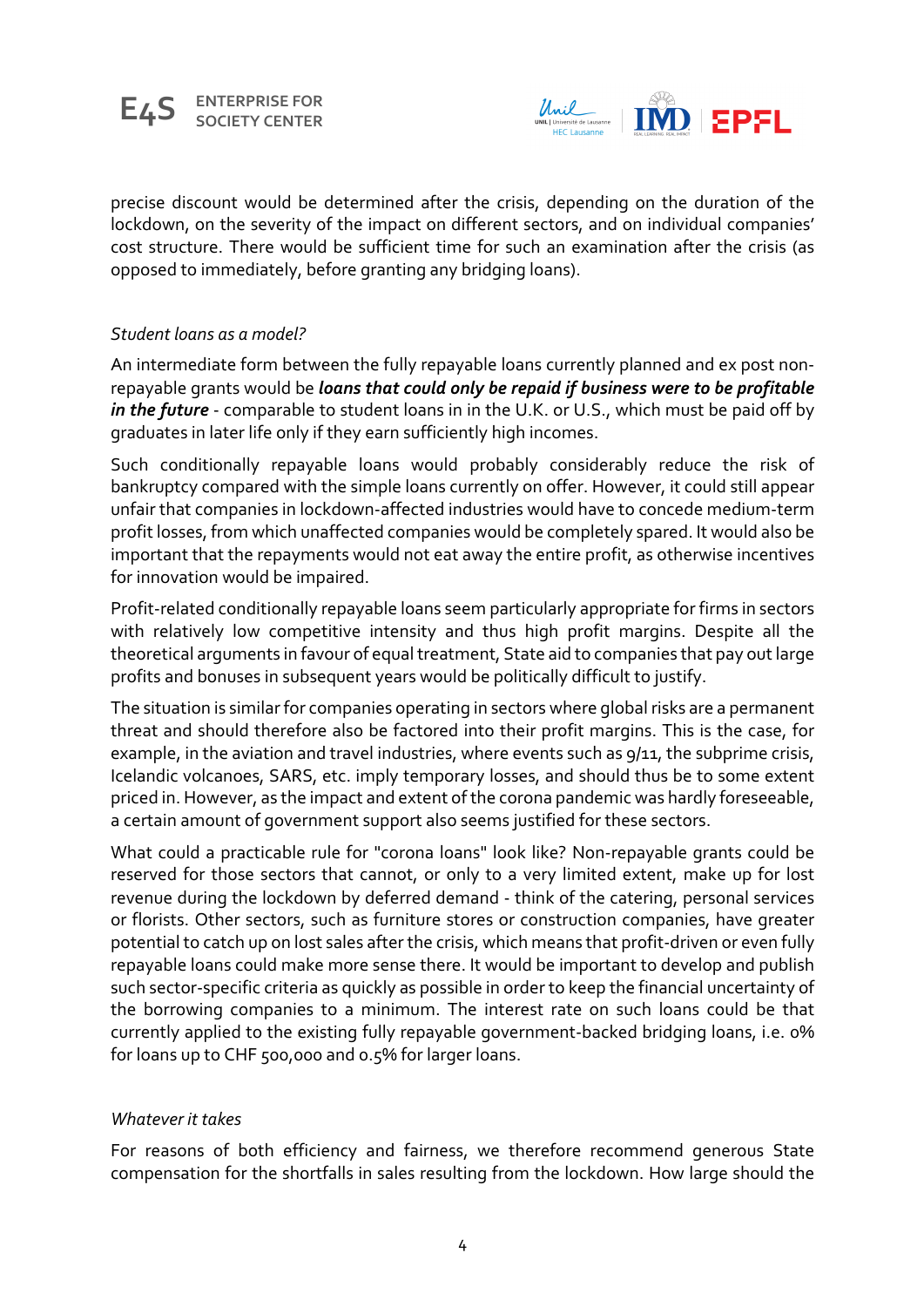precise discount would be determined after the crisis, depending on the duration of the lockdown, on the severity of the impact on different sectors, and on individual companies' cost structure. There would be sufficient time for such an examination after the crisis (as opposed to immediately, before granting any bridging loans).

*Student loans as a model?*

An intermediate form between the fully repayable loans currently planned and ex post non-repayable grants would be ***loans that could only be repaid if business were to be profitable in the future*** - comparable to student loans in in the U.K. or U.S., which must be paid off by graduates in later life only if they earn sufficiently high incomes.

Such conditionally repayable loans would probably considerably reduce the risk of bankruptcy compared with the simple loans currently on offer. However, it could still appear unfair that companies in lockdown-affected industries would have to concede medium-term profit losses, from which unaffected companies would be completely spared. It would also be important that the repayments would not eat away the entire profit, as otherwise incentives for innovation would be impaired.

Profit-related conditionally repayable loans seem particularly appropriate for firms in sectors with relatively low competitive intensity and thus high profit margins. Despite all the theoretical arguments in favour of equal treatment, State aid to companies that pay out large profits and bonuses in subsequent years would be politically difficult to justify.

The situation is similar for companies operating in sectors where global risks are a permanent threat and should therefore also be factored into their profit margins. This is the case, for example, in the aviation and travel industries, where events such as 9/11, the subprime crisis, Icelandic volcanoes, SARS, etc. imply temporary losses, and should thus be to some extent priced in. However, as the impact and extent of the corona pandemic was hardly foreseeable, a certain amount of government support also seems justified for these sectors.

What could a practicable rule for "corona loans" look like? Non-repayable grants could be reserved for those sectors that cannot, or only to a very limited extent, make up for lost revenue during the lockdown by deferred demand - think of the catering, personal services or florists. Other sectors, such as furniture stores or construction companies, have greater potential to catch up on lost sales after the crisis, which means that profit-driven or even fully repayable loans could make more sense there. It would be important to develop and publish such sector-specific criteria as quickly as possible in order to keep the financial uncertainty of the borrowing companies to a minimum. The interest rate on such loans could be that currently applied to the existing fully repayable government-backed bridging loans, i.e. 0% for loans up to CHF 500,000 and 0.5% for larger loans.

*Whatever it takes*

For reasons of both efficiency and fairness, we therefore recommend generous State compensation for the shortfalls in sales resulting from the lockdown. How large should the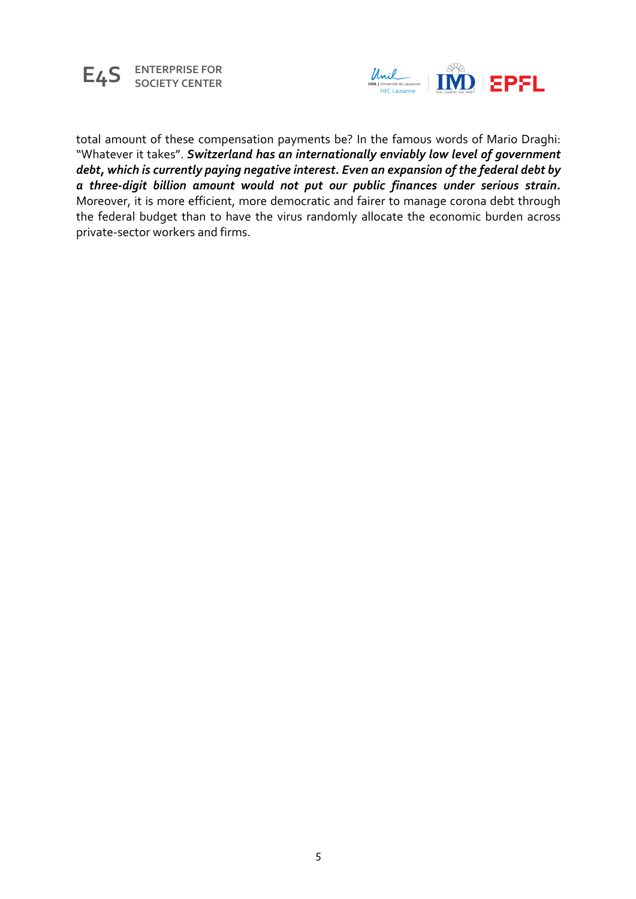total amount of these compensation payments be? In the famous words of Mario Draghi: "Whatever it takes". ***Switzerland has an internationally enviably low level of government debt, which is currently paying negative interest. Even an expansion of the federal debt by a three-digit billion amount would not put our public finances under serious strain.*** Moreover, it is more efficient, more democratic and fairer to manage corona debt through the federal budget than to have the virus randomly allocate the economic burden across private-sector workers and firms.